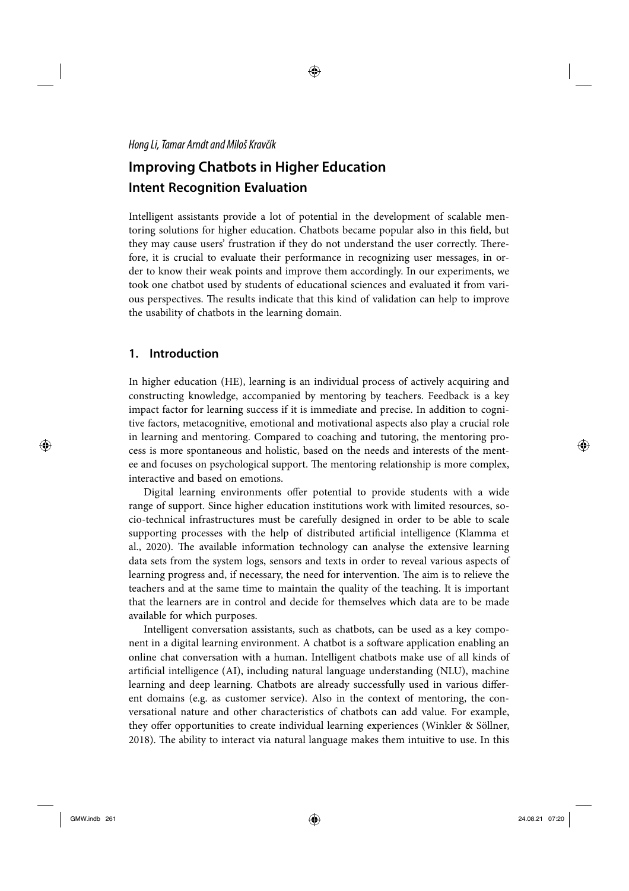*Hong Li, Tamar Arndt and Miloš Kravčík*

# Improving Chatbots in Higher Education

## Intent Recognition Evaluation

Intelligent assistants provide a lot of potential in the development of scalable mentoring solutions for higher education. Chatbots became popular also in this field, but they may cause users' frustration if they do not understand the user correctly. Therefore, it is crucial to evaluate their performance in recognizing user messages, in order to know their weak points and improve them accordingly. In our experiments, we took one chatbot used by students of educational sciences and evaluated it from various perspectives. The results indicate that this kind of validation can help to improve the usability of chatbots in the learning domain.

## 1. Introduction

In higher education (HE), learning is an individual process of actively acquiring and constructing knowledge, accompanied by mentoring by teachers. Feedback is a key impact factor for learning success if it is immediate and precise. In addition to cognitive factors, metacognitive, emotional and motivational aspects also play a crucial role in learning and mentoring. Compared to coaching and tutoring, the mentoring process is more spontaneous and holistic, based on the needs and interests of the mentee and focuses on psychological support. The mentoring relationship is more complex, interactive and based on emotions.

Digital learning environments offer potential to provide students with a wide range of support. Since higher education institutions work with limited resources, socio-technical infrastructures must be carefully designed in order to be able to scale supporting processes with the help of distributed artificial intelligence (Klamma et al., 2020). The available information technology can analyse the extensive learning data sets from the system logs, sensors and texts in order to reveal various aspects of learning progress and, if necessary, the need for intervention. The aim is to relieve the teachers and at the same time to maintain the quality of the teaching. It is important that the learners are in control and decide for themselves which data are to be made available for which purposes.

Intelligent conversation assistants, such as chatbots, can be used as a key component in a digital learning environment. A chatbot is a software application enabling an online chat conversation with a human. Intelligent chatbots make use of all kinds of artificial intelligence (AI), including natural language understanding (NLU), machine learning and deep learning. Chatbots are already successfully used in various different domains (e.g. as customer service). Also in the context of mentoring, the conversational nature and other characteristics of chatbots can add value. For example, they offer opportunities to create individual learning experiences (Winkler & Söllner, 2018). The ability to interact via natural language makes them intuitive to use. In this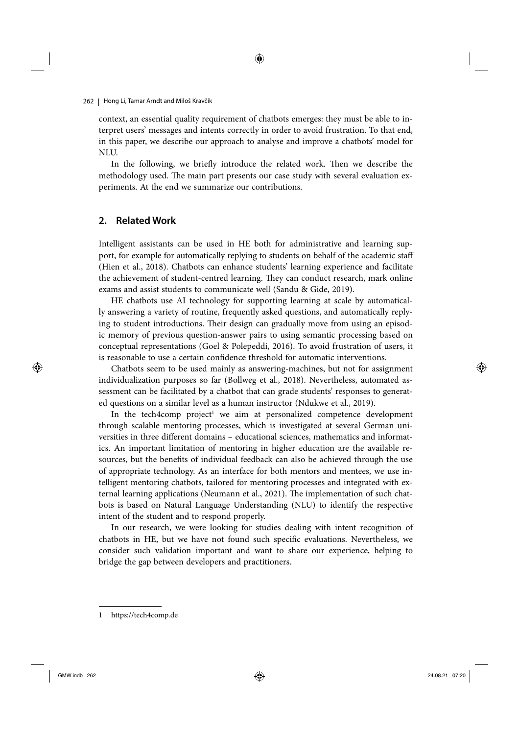context, an essential quality requirement of chatbots emerges: they must be able to interpret users' messages and intents correctly in order to avoid frustration. To that end, in this paper, we describe our approach to analyse and improve a chatbots' model for NLU.

In the following, we briefly introduce the related work. Then we describe the methodology used. The main part presents our case study with several evaluation experiments. At the end we summarize our contributions.

## 2. Related Work

Intelligent assistants can be used in HE both for administrative and learning support, for example for automatically replying to students on behalf of the academic staff (Hien et al., 2018). Chatbots can enhance students' learning experience and facilitate the achievement of student-centred learning. They can conduct research, mark online exams and assist students to communicate well (Sandu & Gide, 2019).

HE chatbots use AI technology for supporting learning at scale by automatically answering a variety of routine, frequently asked questions, and automatically replying to student introductions. Their design can gradually move from using an episodic memory of previous question-answer pairs to using semantic processing based on conceptual representations (Goel & Polepeddi, 2016). To avoid frustration of users, it is reasonable to use a certain confidence threshold for automatic interventions.

Chatbots seem to be used mainly as answering-machines, but not for assignment individualization purposes so far (Bollweg et al., 2018). Nevertheless, automated assessment can be facilitated by a chatbot that can grade students' responses to generated questions on a similar level as a human instructor (Ndukwe et al., 2019).

In the tech4comp project[1] we aim at personalized competence development through scalable mentoring processes, which is investigated at several German universities in three different domains – educational sciences, mathematics and informatics. An important limitation of mentoring in higher education are the available resources, but the benefits of individual feedback can also be achieved through the use of appropriate technology. As an interface for both mentors and mentees, we use intelligent mentoring chatbots, tailored for mentoring processes and integrated with external learning applications (Neumann et al., 2021). The implementation of such chatbots is based on Natural Language Understanding (NLU) to identify the respective intent of the student and to respond properly.

In our research, we were looking for studies dealing with intent recognition of chatbots in HE, but we have not found such specific evaluations. Nevertheless, we consider such validation important and want to share our experience, helping to bridge the gap between developers and practitioners.

---

1 https://tech4comp.de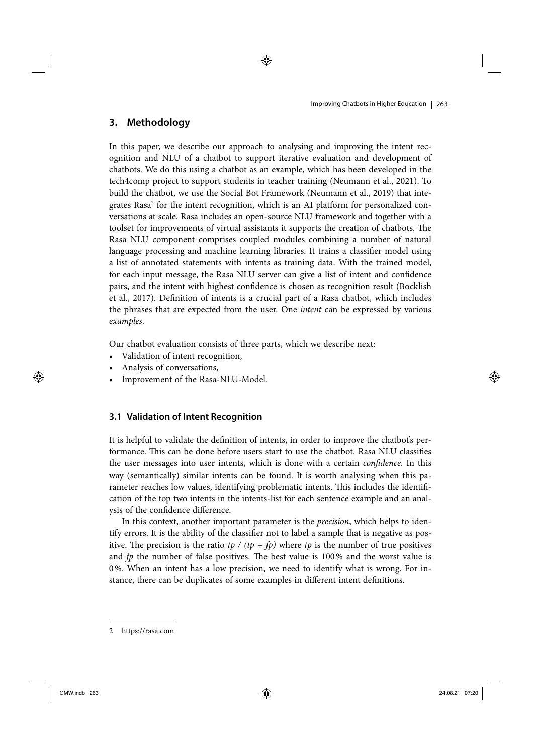## 3. Methodology

In this paper, we describe our approach to analysing and improving the intent recognition and NLU of a chatbot to support iterative evaluation and development of chatbots. We do this using a chatbot as an example, which has been developed in the tech4comp project to support students in teacher training (Neumann et al., 2021). To build the chatbot, we use the Social Bot Framework (Neumann et al., 2019) that integrates Rasa[2] for the intent recognition, which is an AI platform for personalized conversations at scale. Rasa includes an open-source NLU framework and together with a toolset for improvements of virtual assistants it supports the creation of chatbots. The Rasa NLU component comprises coupled modules combining a number of natural language processing and machine learning libraries. It trains a classifier model using a list of annotated statements with intents as training data. With the trained model, for each input message, the Rasa NLU server can give a list of intent and confidence pairs, and the intent with highest confidence is chosen as recognition result (Bocklish et al., 2017). Definition of intents is a crucial part of a Rasa chatbot, which includes the phrases that are expected from the user. One *intent* can be expressed by various *examples*.

Our chatbot evaluation consists of three parts, which we describe next:

- Validation of intent recognition,
- Analysis of conversations,
- Improvement of the Rasa-NLU-Model.

### 3.1 Validation of Intent Recognition

It is helpful to validate the definition of intents, in order to improve the chatbot's performance. This can be done before users start to use the chatbot. Rasa NLU classifies the user messages into user intents, which is done with a certain *confidence*. In this way (semantically) similar intents can be found. It is worth analysing when this parameter reaches low values, identifying problematic intents. This includes the identification of the top two intents in the intents-list for each sentence example and an analysis of the confidence difference.

In this context, another important parameter is the *precision*, which helps to identify errors. It is the ability of the classifier not to label a sample that is negative as positive. The precision is the ratio $tp / (tp + fp)$ where $tp$ is the number of true positives and $fp$ the number of false positives. The best value is 100 % and the worst value is 0 %. When an intent has a low precision, we need to identify what is wrong. For instance, there can be duplicates of some examples in different intent definitions.

2 https://rasa.com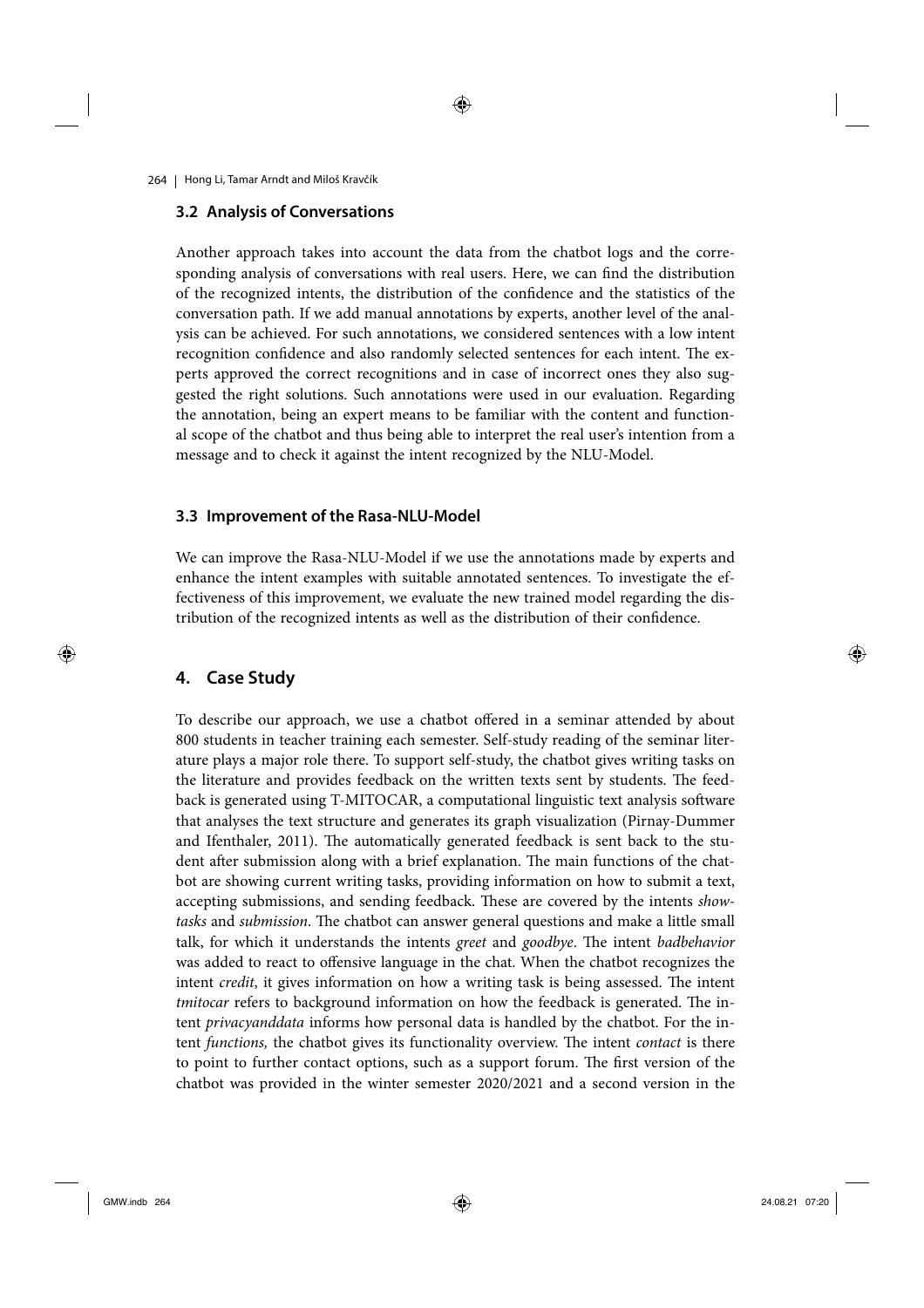### 3.2 Analysis of Conversations

Another approach takes into account the data from the chatbot logs and the corresponding analysis of conversations with real users. Here, we can find the distribution of the recognized intents, the distribution of the confidence and the statistics of the conversation path. If we add manual annotations by experts, another level of the analysis can be achieved. For such annotations, we considered sentences with a low intent recognition confidence and also randomly selected sentences for each intent. The experts approved the correct recognitions and in case of incorrect ones they also suggested the right solutions. Such annotations were used in our evaluation. Regarding the annotation, being an expert means to be familiar with the content and functional scope of the chatbot and thus being able to interpret the real user's intention from a message and to check it against the intent recognized by the NLU-Model.

### 3.3 Improvement of the Rasa-NLU-Model

We can improve the Rasa-NLU-Model if we use the annotations made by experts and enhance the intent examples with suitable annotated sentences. To investigate the effectiveness of this improvement, we evaluate the new trained model regarding the distribution of the recognized intents as well as the distribution of their confidence.

## 4. Case Study

To describe our approach, we use a chatbot offered in a seminar attended by about 800 students in teacher training each semester. Self-study reading of the seminar literature plays a major role there. To support self-study, the chatbot gives writing tasks on the literature and provides feedback on the written texts sent by students. The feedback is generated using T-MITOCAR, a computational linguistic text analysis software that analyses the text structure and generates its graph visualization (Pirnay-Dummer and Ifenthaler, 2011). The automatically generated feedback is sent back to the student after submission along with a brief explanation. The main functions of the chatbot are showing current writing tasks, providing information on how to submit a text, accepting submissions, and sending feedback. These are covered by the intents *showtasks* and *submission*. The chatbot can answer general questions and make a little small talk, for which it understands the intents *greet* and *goodbye*. The intent *badbehavior* was added to react to offensive language in the chat. When the chatbot recognizes the intent *credit*, it gives information on how a writing task is being assessed. The intent *tmitocar* refers to background information on how the feedback is generated. The intent *privacyanddata* informs how personal data is handled by the chatbot. For the intent *functions,* the chatbot gives its functionality overview. The intent *contact* is there to point to further contact options, such as a support forum. The first version of the chatbot was provided in the winter semester 2020/2021 and a second version in the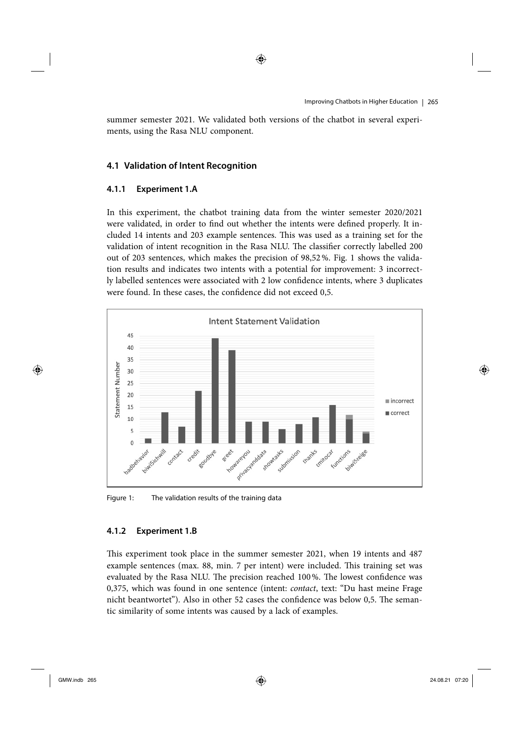summer semester 2021. We validated both versions of the chatbot in several experiments, using the Rasa NLU component.

## 4.1 Validation of Intent Recognition

### 4.1.1 Experiment 1.A

In this experiment, the chatbot training data from the winter semester 2020/2021 were validated, in order to find out whether the intents were defined properly. It included 14 intents and 203 example sentences. This was used as a training set for the validation of intent recognition in the Rasa NLU. The classifier correctly labelled 200 out of 203 sentences, which makes the precision of 98,52 %. Fig. 1 shows the validation results and indicates two intents with a potential for improvement: 3 incorrectly labelled sentences were associated with 2 low confidence intents, where 3 duplicates were found. In these cases, the confidence did not exceed 0,5.

Figure 1: The validation results of the training data

### 4.1.2 Experiment 1.B

This experiment took place in the summer semester 2021, when 19 intents and 487 example sentences (max. 88, min. 7 per intent) were included. This training set was evaluated by the Rasa NLU. The precision reached 100 %. The lowest confidence was 0,375, which was found in one sentence (intent: *contact*, text: "Du hast meine Frage nicht beantwortet"). Also in other 52 cases the confidence was below 0,5. The semantic similarity of some intents was caused by a lack of examples.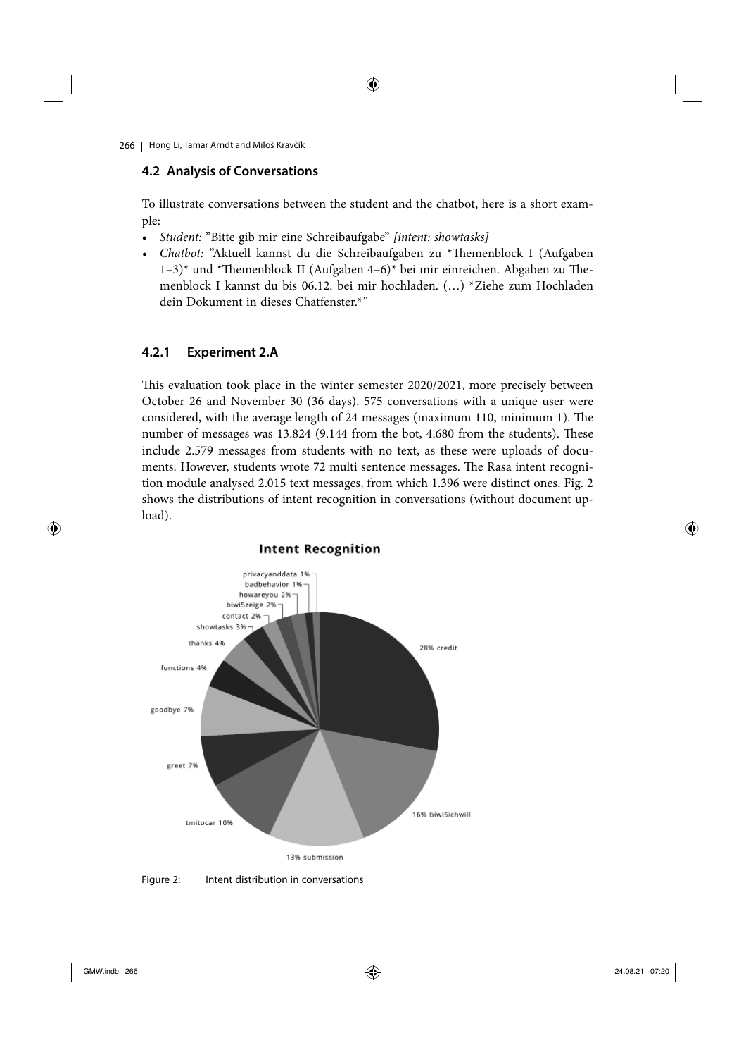### 4.2 Analysis of Conversations

To illustrate conversations between the student and the chatbot, here is a short example:

- *Student:* ”Bitte gib mir eine Schreibaufgabe” *[intent: showtasks]*
- *Chatbot:* ”Aktuell kannst du die Schreibaufgaben zu *Themenblock I (Aufgaben 1–3)* und *Themenblock II (Aufgaben 4–6)* bei mir einreichen. Abgaben zu Themenblock I kannst du bis 06.12. bei mir hochladen. (…) *Ziehe zum Hochladen dein Dokument in dieses Chatfenster.*”

#### 4.2.1 Experiment 2.A

This evaluation took place in the winter semester 2020/2021, more precisely between October 26 and November 30 (36 days). 575 conversations with a unique user were considered, with the average length of 24 messages (maximum 110, minimum 1). The number of messages was 13.824 (9.144 from the bot, 4.680 from the students). These include 2.579 messages from students with no text, as these were uploads of documents. However, students wrote 72 multi sentence messages. The Rasa intent recognition module analysed 2.015 text messages, from which 1.396 were distinct ones. Fig. 2 shows the distributions of intent recognition in conversations (without document upload).

Figure 2: Intent distribution in conversations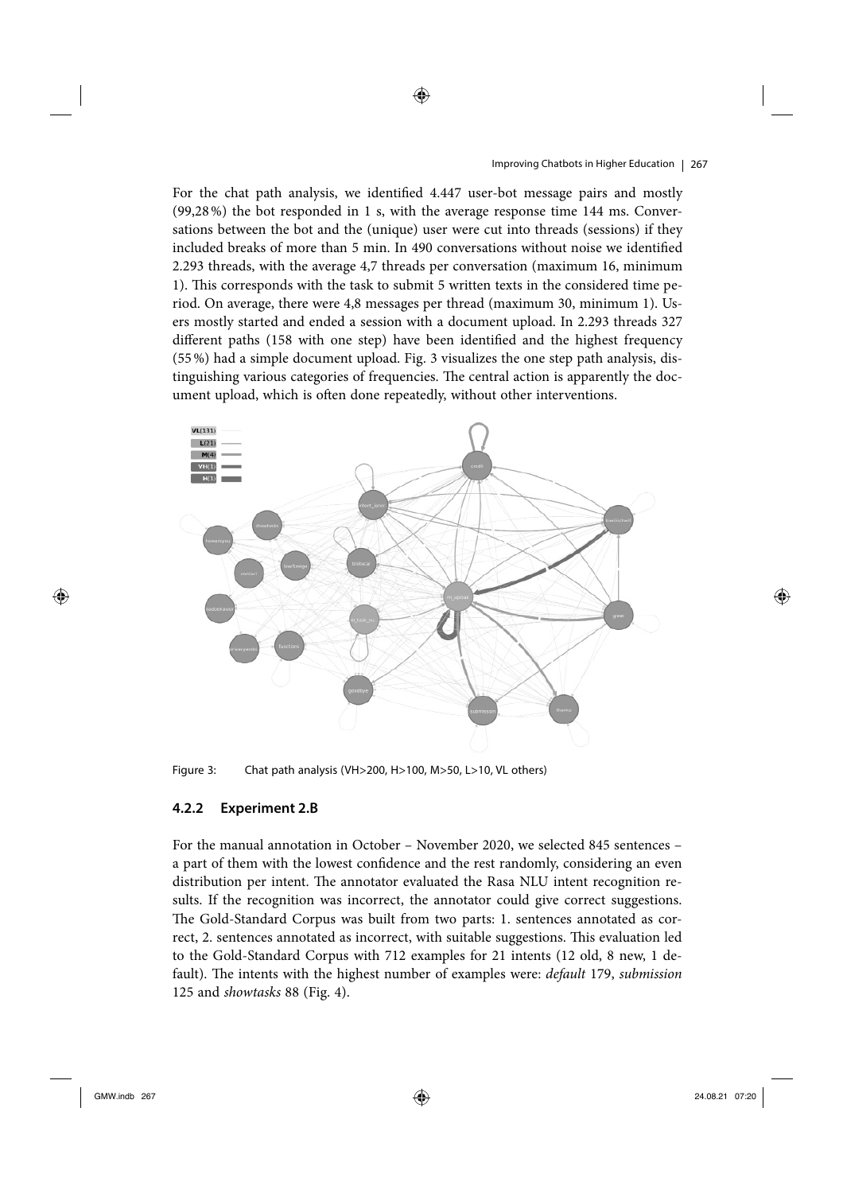For the chat path analysis, we identified 4.447 user-bot message pairs and mostly (99,28 %) the bot responded in 1 s, with the average response time 144 ms. Conversations between the bot and the (unique) user were cut into threads (sessions) if they included breaks of more than 5 min. In 490 conversations without noise we identified 2.293 threads, with the average 4,7 threads per conversation (maximum 16, minimum 1). This corresponds with the task to submit 5 written texts in the considered time period. On average, there were 4,8 messages per thread (maximum 30, minimum 1). Users mostly started and ended a session with a document upload. In 2.293 threads 327 different paths (158 with one step) have been identified and the highest frequency (55 %) had a simple document upload. Fig. 3 visualizes the one step path analysis, distinguishing various categories of frequencies. The central action is apparently the document upload, which is often done repeatedly, without other interventions.

Figure 3: Chat path analysis (VH>200, H>100, M>50, L>10, VL others)

### 4.2.2 Experiment 2.B

For the manual annotation in October – November 2020, we selected 845 sentences – a part of them with the lowest confidence and the rest randomly, considering an even distribution per intent. The annotator evaluated the Rasa NLU intent recognition results. If the recognition was incorrect, the annotator could give correct suggestions. The Gold-Standard Corpus was built from two parts: 1. sentences annotated as correct, 2. sentences annotated as incorrect, with suitable suggestions. This evaluation led to the Gold-Standard Corpus with 712 examples for 21 intents (12 old, 8 new, 1 default). The intents with the highest number of examples were: *default* 179, *submission* 125 and *showtasks* 88 (Fig. 4).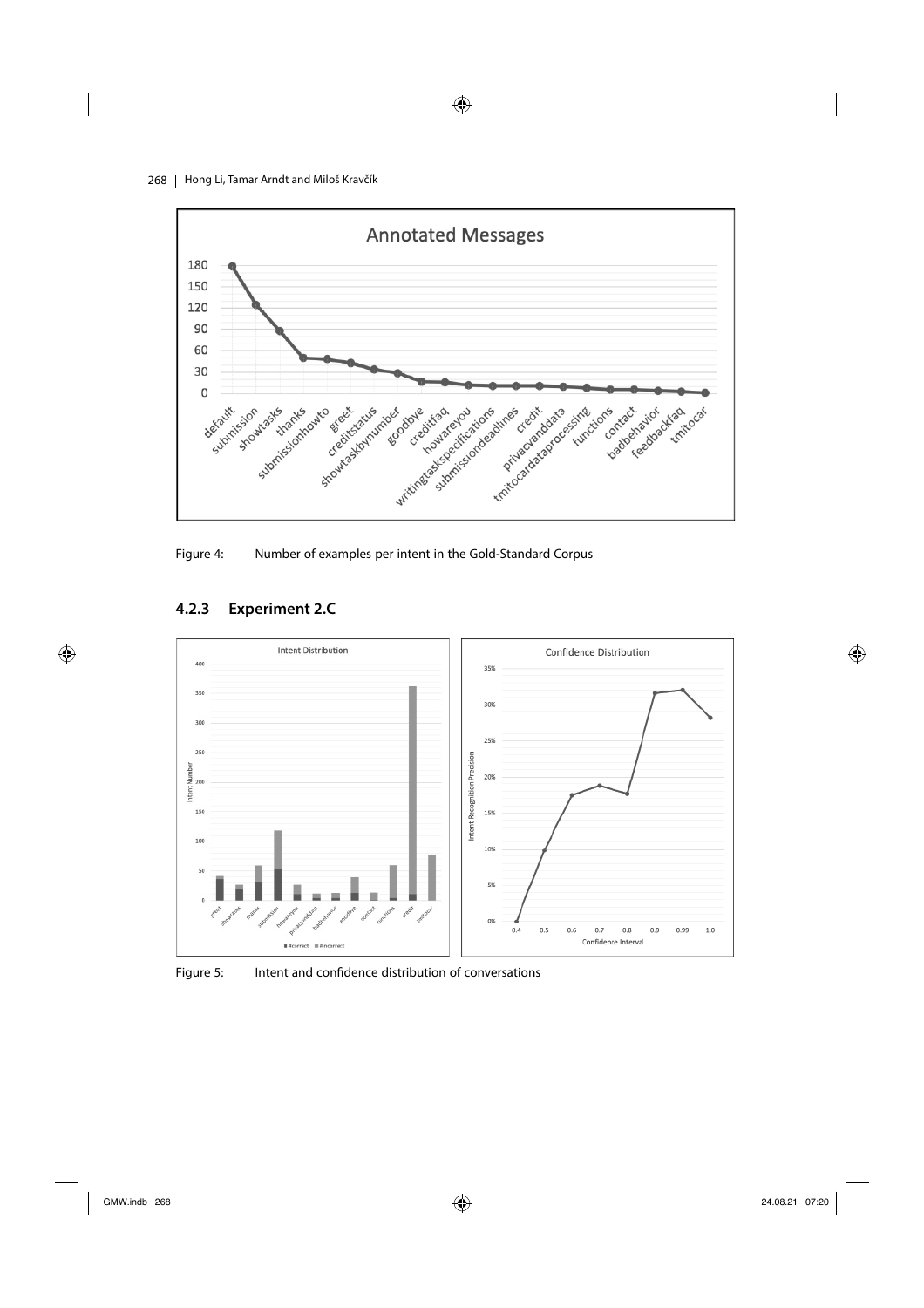Figure 4: Number of examples per intent in the Gold-Standard Corpus

### 4.2.3 Experiment 2.C

Figure 5: Intent and confidence distribution of conversations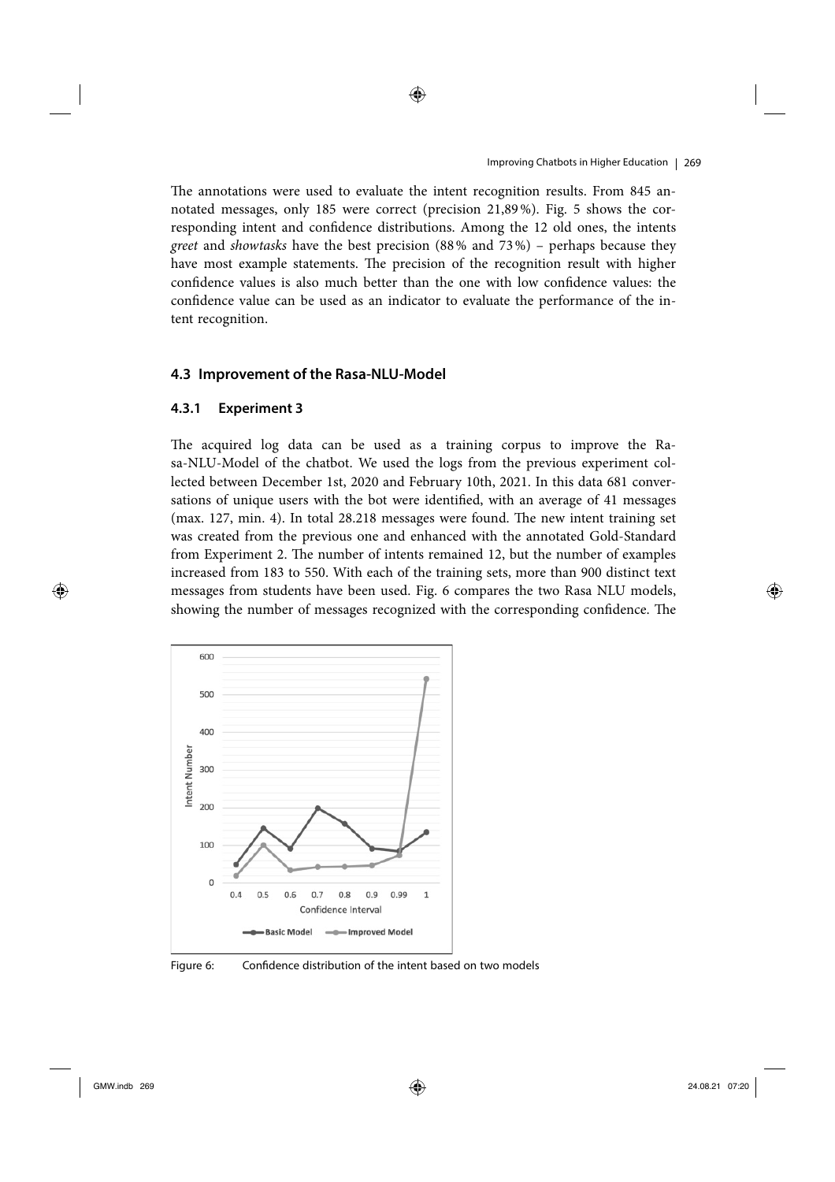The annotations were used to evaluate the intent recognition results. From 845 annotated messages, only 185 were correct (precision 21,89 %). Fig. 5 shows the corresponding intent and confidence distributions. Among the 12 old ones, the intents *greet* and *showtasks* have the best precision (88 % and 73 %) – perhaps because they have most example statements. The precision of the recognition result with higher confidence values is also much better than the one with low confidence values: the confidence value can be used as an indicator to evaluate the performance of the intent recognition.

### 4.3 Improvement of the Rasa-NLU-Model

#### 4.3.1 Experiment 3

The acquired log data can be used as a training corpus to improve the Rasa-NLU-Model of the chatbot. We used the logs from the previous experiment collected between December 1st, 2020 and February 10th, 2021. In this data 681 conversations of unique users with the bot were identified, with an average of 41 messages (max. 127, min. 4). In total 28.218 messages were found. The new intent training set was created from the previous one and enhanced with the annotated Gold-Standard from Experiment 2. The number of intents remained 12, but the number of examples increased from 183 to 550. With each of the training sets, more than 900 distinct text messages from students have been used. Fig. 6 compares the two Rasa NLU models, showing the number of messages recognized with the corresponding confidence. The

Figure 6: Confidence distribution of the intent based on two models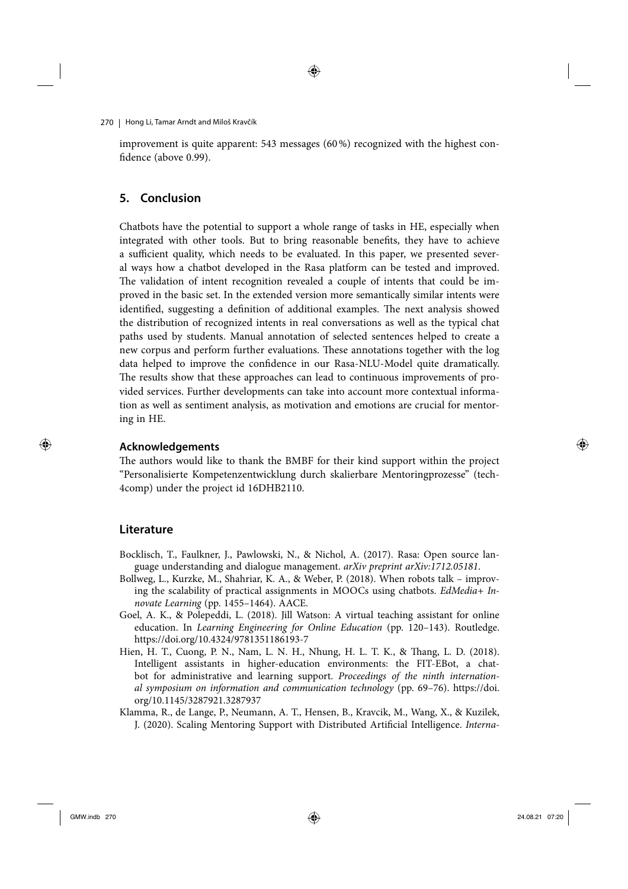improvement is quite apparent: 543 messages (60 %) recognized with the highest confidence (above 0.99).

## 5. Conclusion

Chatbots have the potential to support a whole range of tasks in HE, especially when integrated with other tools. But to bring reasonable benefits, they have to achieve a sufficient quality, which needs to be evaluated. In this paper, we presented several ways how a chatbot developed in the Rasa platform can be tested and improved. The validation of intent recognition revealed a couple of intents that could be improved in the basic set. In the extended version more semantically similar intents were identified, suggesting a definition of additional examples. The next analysis showed the distribution of recognized intents in real conversations as well as the typical chat paths used by students. Manual annotation of selected sentences helped to create a new corpus and perform further evaluations. These annotations together with the log data helped to improve the confidence in our Rasa-NLU-Model quite dramatically. The results show that these approaches can lead to continuous improvements of provided services. Further developments can take into account more contextual information as well as sentiment analysis, as motivation and emotions are crucial for mentoring in HE.

### Acknowledgements

The authors would like to thank the BMBF for their kind support within the project "Personalisierte Kompetenzentwicklung durch skalierbare Mentoringprozesse" (tech4comp) under the project id 16DHB2110.

## Literature

- Bocklisch, T., Faulkner, J., Pawlowski, N., & Nichol, A. (2017). Rasa: Open source language understanding and dialogue management. *arXiv preprint arXiv:1712.05181*.
- Bollweg, L., Kurzke, M., Shahriar, K. A., & Weber, P. (2018). When robots talk – improving the scalability of practical assignments in MOOCs using chatbots. *EdMedia+ Innovate Learning* (pp. 1455–1464). AACE.
- Goel, A. K., & Polepeddi, L. (2018). Jill Watson: A virtual teaching assistant for online education. In *Learning Engineering for Online Education* (pp. 120–143). Routledge. https://doi.org/10.4324/9781351186193-7
- Hien, H. T., Cuong, P. N., Nam, L. N. H., Nhung, H. L. T. K., & Thang, L. D. (2018). Intelligent assistants in higher-education environments: the FIT-EBot, a chatbot for administrative and learning support. *Proceedings of the ninth international symposium on information and communication technology* (pp. 69–76). https://doi.org/10.1145/3287921.3287937
- Klamma, R., de Lange, P., Neumann, A. T., Hensen, B., Kravcik, M., Wang, X., & Kuzilek, J. (2020). Scaling Mentoring Support with Distributed Artificial Intelligence. *Interna-*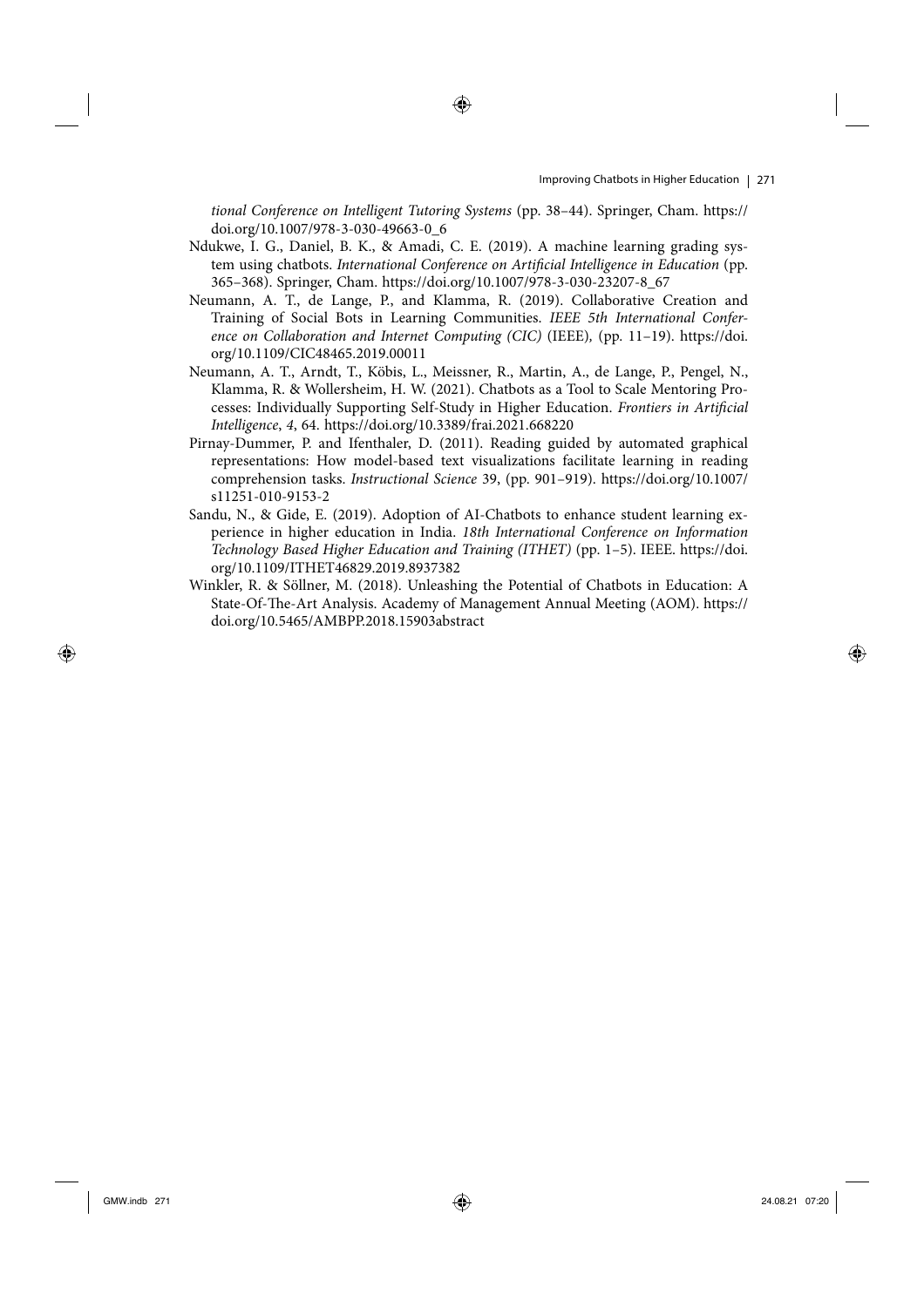*tional Conference on Intelligent Tutoring Systems* (pp. 38–44). Springer, Cham. https://doi.org/10.1007/978-3-030-49663-0_6

Ndukwe, I. G., Daniel, B. K., & Amadi, C. E. (2019). A machine learning grading system using chatbots. *International Conference on Artificial Intelligence in Education* (pp. 365–368). Springer, Cham. https://doi.org/10.1007/978-3-030-23207-8_67

Neumann, A. T., de Lange, P., and Klamma, R. (2019). Collaborative Creation and Training of Social Bots in Learning Communities. *IEEE 5th International Conference on Collaboration and Internet Computing (CIC)* (IEEE), (pp. 11–19). https://doi.org/10.1109/CIC48465.2019.00011

Neumann, A. T., Arndt, T., Köbis, L., Meissner, R., Martin, A., de Lange, P., Pengel, N., Klamma, R. & Wollersheim, H. W. (2021). Chatbots as a Tool to Scale Mentoring Processes: Individually Supporting Self-Study in Higher Education. *Frontiers in Artificial Intelligence*, *4*, 64. https://doi.org/10.3389/frai.2021.668220

Pirnay-Dummer, P. and Ifenthaler, D. (2011). Reading guided by automated graphical representations: How model-based text visualizations facilitate learning in reading comprehension tasks. *Instructional Science* 39, (pp. 901–919). https://doi.org/10.1007/s11251-010-9153-2

Sandu, N., & Gide, E. (2019). Adoption of AI-Chatbots to enhance student learning experience in higher education in India. *18th International Conference on Information Technology Based Higher Education and Training (ITHET)* (pp. 1–5). IEEE. https://doi.org/10.1109/ITHET46829.2019.8937382

Winkler, R. & Söllner, M. (2018). Unleashing the Potential of Chatbots in Education: A State-Of-The-Art Analysis. Academy of Management Annual Meeting (AOM). https://doi.org/10.5465/AMBPP.2018.15903abstract